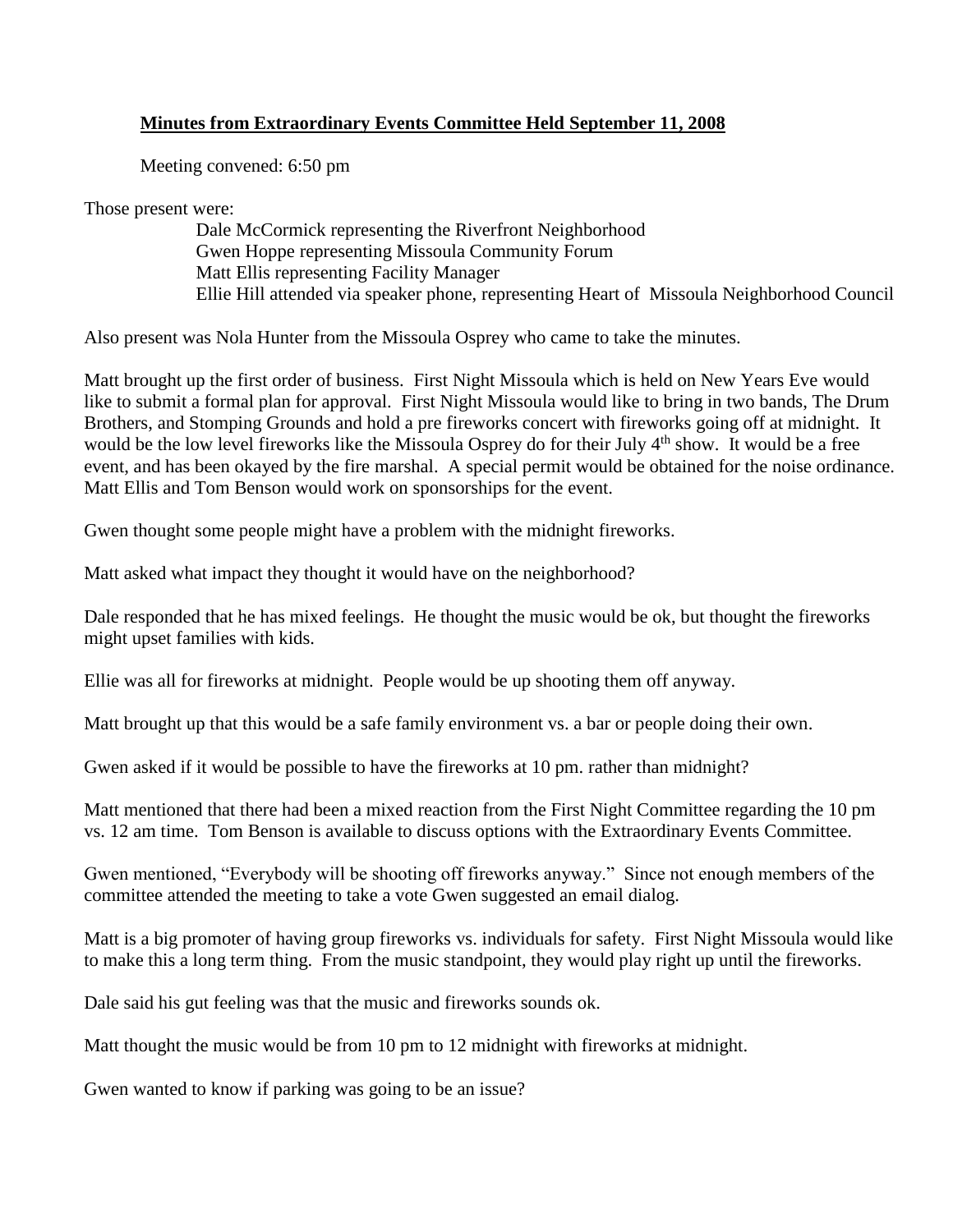**Minutes from Extraordinary Events Committee Held September 11, 2008**

Meeting convened: 6:50 pm

Those present were:

Dale McCormick representing the Riverfront Neighborhood
Gwen Hoppe representing Missoula Community Forum
Matt Ellis representing Facility Manager
Ellie Hill attended via speaker phone, representing Heart of Missoula Neighborhood Council

Also present was Nola Hunter from the Missoula Osprey who came to take the minutes.

Matt brought up the first order of business. First Night Missoula which is held on New Years Eve would like to submit a formal plan for approval. First Night Missoula would like to bring in two bands, The Drum Brothers, and Stomping Grounds and hold a pre fireworks concert with fireworks going off at midnight. It would be the low level fireworks like the Missoula Osprey do for their July 4th show. It would be a free event, and has been okayed by the fire marshal. A special permit would be obtained for the noise ordinance. Matt Ellis and Tom Benson would work on sponsorships for the event.

Gwen thought some people might have a problem with the midnight fireworks.

Matt asked what impact they thought it would have on the neighborhood?

Dale responded that he has mixed feelings. He thought the music would be ok, but thought the fireworks might upset families with kids.

Ellie was all for fireworks at midnight. People would be up shooting them off anyway.

Matt brought up that this would be a safe family environment vs. a bar or people doing their own.

Gwen asked if it would be possible to have the fireworks at 10 pm. rather than midnight?

Matt mentioned that there had been a mixed reaction from the First Night Committee regarding the 10 pm vs. 12 am time. Tom Benson is available to discuss options with the Extraordinary Events Committee.

Gwen mentioned, "Everybody will be shooting off fireworks anyway." Since not enough members of the committee attended the meeting to take a vote Gwen suggested an email dialog.

Matt is a big promoter of having group fireworks vs. individuals for safety. First Night Missoula would like to make this a long term thing. From the music standpoint, they would play right up until the fireworks.

Dale said his gut feeling was that the music and fireworks sounds ok.

Matt thought the music would be from 10 pm to 12 midnight with fireworks at midnight.

Gwen wanted to know if parking was going to be an issue?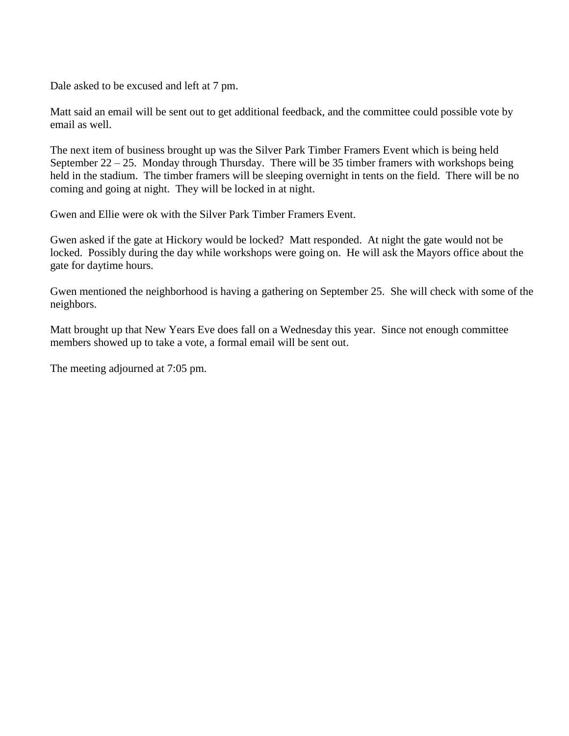Dale asked to be excused and left at 7 pm.

Matt said an email will be sent out to get additional feedback, and the committee could possible vote by email as well.

The next item of business brought up was the Silver Park Timber Framers Event which is being held September 22 – 25. Monday through Thursday. There will be 35 timber framers with workshops being held in the stadium. The timber framers will be sleeping overnight in tents on the field. There will be no coming and going at night. They will be locked in at night.

Gwen and Ellie were ok with the Silver Park Timber Framers Event.

Gwen asked if the gate at Hickory would be locked? Matt responded. At night the gate would not be locked. Possibly during the day while workshops were going on. He will ask the Mayors office about the gate for daytime hours.

Gwen mentioned the neighborhood is having a gathering on September 25. She will check with some of the neighbors.

Matt brought up that New Years Eve does fall on a Wednesday this year. Since not enough committee members showed up to take a vote, a formal email will be sent out.

The meeting adjourned at 7:05 pm.